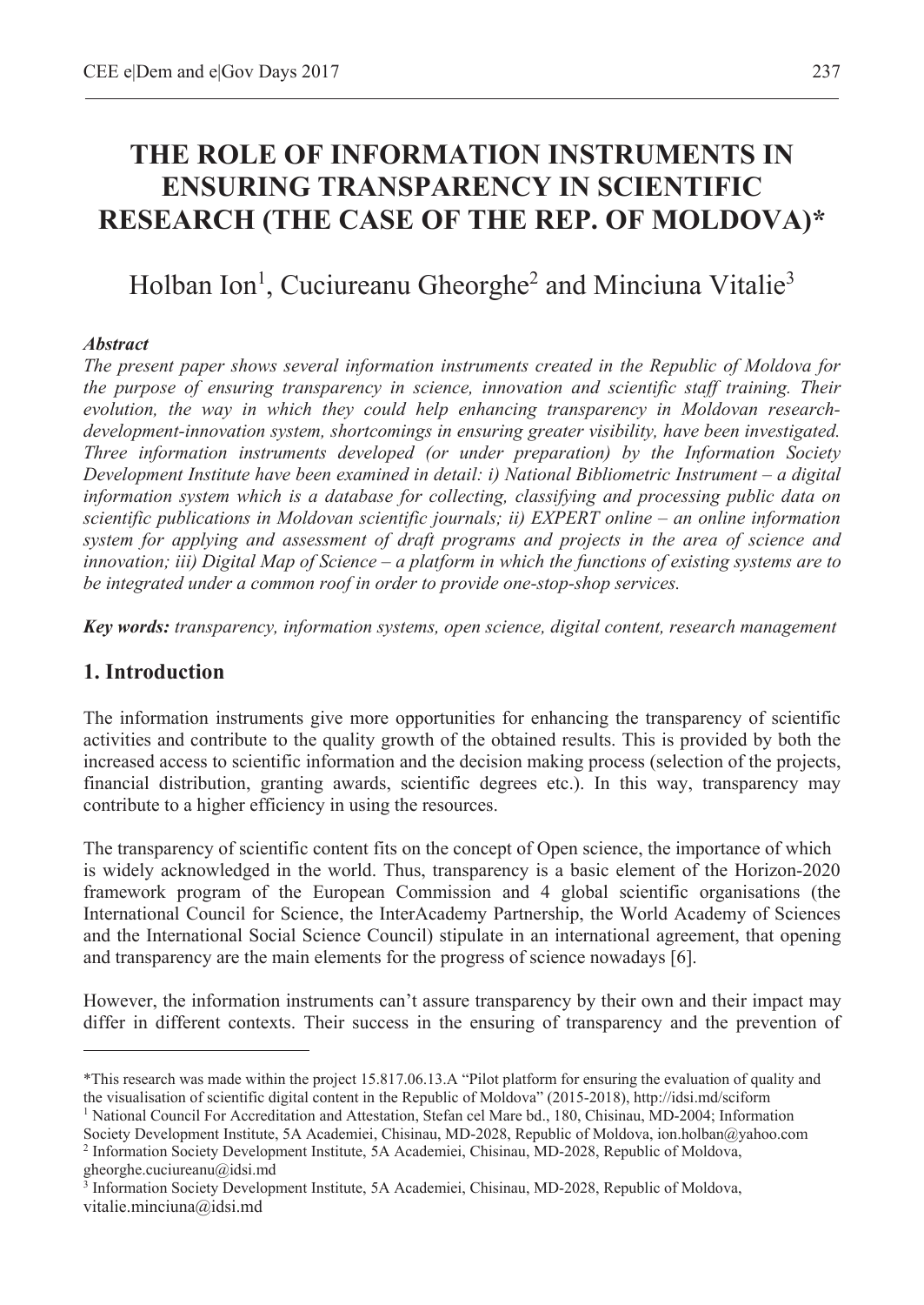# THE ROLE OF INFORMATION INSTRUMENTS IN ENSURING TRANSPARENCY IN SCIENTIFIC RESEARCH (THE CASE OF THE REP. OF MOLDOVA)*

Holban Ion[1], Cuciureanu Gheorghe[2] and Minciuna Vitalie[3]

***Abstract***

*The present paper shows several information instruments created in the Republic of Moldova for the purpose of ensuring transparency in science, innovation and scientific staff training. Their evolution, the way in which they could help enhancing transparency in Moldovan research-development-innovation system, shortcomings in ensuring greater visibility, have been investigated. Three information instruments developed (or under preparation) by the Information Society Development Institute have been examined in detail: i) National Bibliometric Instrument – a digital information system which is a database for collecting, classifying and processing public data on scientific publications in Moldovan scientific journals; ii) EXPERT online – an online information system for applying and assessment of draft programs and projects in the area of science and innovation; iii) Digital Map of Science – a platform in which the functions of existing systems are to be integrated under a common roof in order to provide one-stop-shop services.*

***Key words:*** *transparency, information systems, open science, digital content, research management*

## 1. Introduction

The information instruments give more opportunities for enhancing the transparency of scientific activities and contribute to the quality growth of the obtained results. This is provided by both the increased access to scientific information and the decision making process (selection of the projects, financial distribution, granting awards, scientific degrees etc.). In this way, transparency may contribute to a higher efficiency in using the resources.

The transparency of scientific content fits on the concept of Open science, the importance of which is widely acknowledged in the world. Thus, transparency is a basic element of the Horizon-2020 framework program of the European Commission and 4 global scientific organisations (the International Council for Science, the InterAcademy Partnership, the World Academy of Sciences and the International Social Science Council) stipulate in an international agreement, that opening and transparency are the main elements for the progress of science nowadays [6].

However, the information instruments can't assure transparency by their own and their impact may differ in different contexts. Their success in the ensuring of transparency and the prevention of

---

*This research was made within the project 15.817.06.13.A "Pilot platform for ensuring the evaluation of quality and the visualisation of scientific digital content in the Republic of Moldova" (2015-2018), http://idsi.md/sciform

[1] National Council For Accreditation and Attestation, Stefan cel Mare bd., 180, Chisinau, MD-2004; Information Society Development Institute, 5A Academiei, Chisinau, MD-2028, Republic of Moldova, ion.holban@yahoo.com

[2] Information Society Development Institute, 5A Academiei, Chisinau, MD-2028, Republic of Moldova, gheorghe.cuciureanu@idsi.md

[3] Information Society Development Institute, 5A Academiei, Chisinau, MD-2028, Republic of Moldova, vitalie.minciuna@idsi.md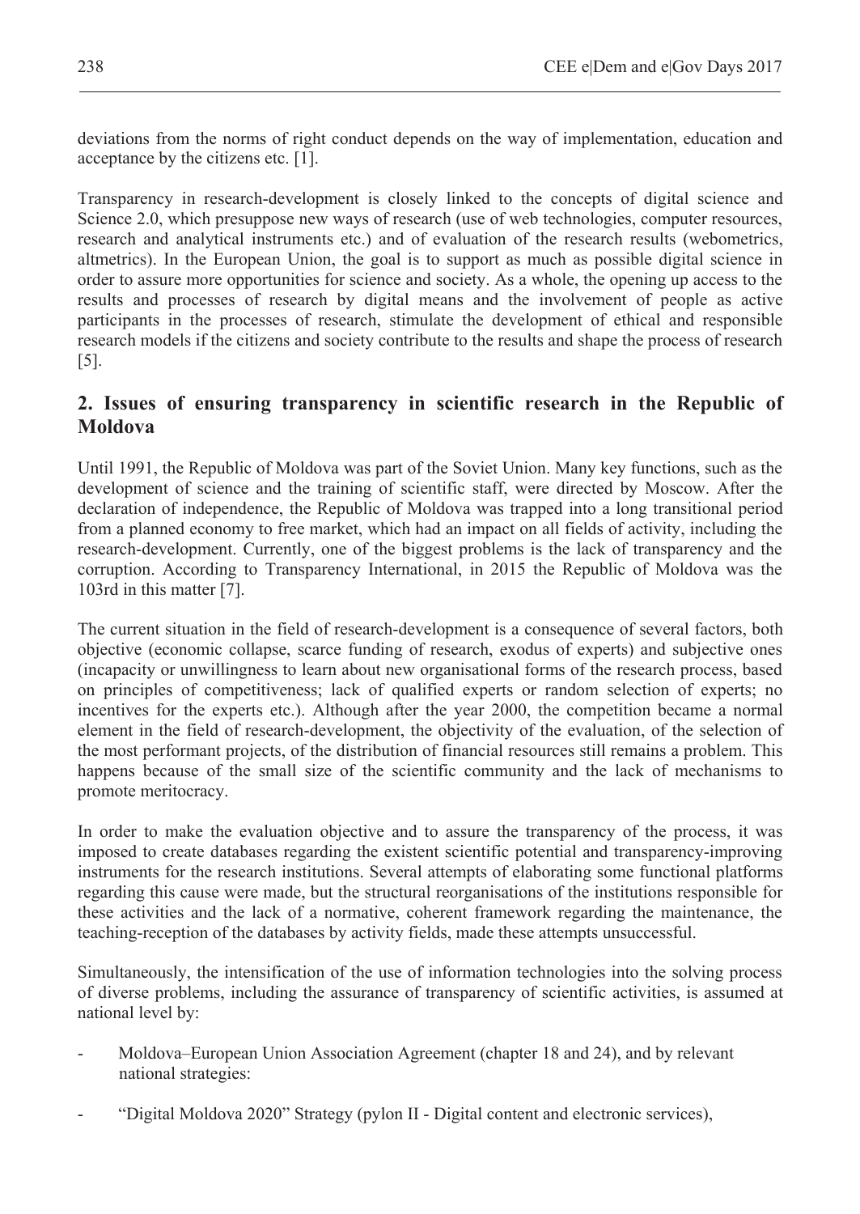deviations from the norms of right conduct depends on the way of implementation, education and acceptance by the citizens etc. [1].

Transparency in research-development is closely linked to the concepts of digital science and Science 2.0, which presuppose new ways of research (use of web technologies, computer resources, research and analytical instruments etc.) and of evaluation of the research results (webometrics, altmetrics). In the European Union, the goal is to support as much as possible digital science in order to assure more opportunities for science and society. As a whole, the opening up access to the results and processes of research by digital means and the involvement of people as active participants in the processes of research, stimulate the development of ethical and responsible research models if the citizens and society contribute to the results and shape the process of research [5].

## 2. Issues of ensuring transparency in scientific research in the Republic of Moldova

Until 1991, the Republic of Moldova was part of the Soviet Union. Many key functions, such as the development of science and the training of scientific staff, were directed by Moscow. After the declaration of independence, the Republic of Moldova was trapped into a long transitional period from a planned economy to free market, which had an impact on all fields of activity, including the research-development. Currently, one of the biggest problems is the lack of transparency and the corruption. According to Transparency International, in 2015 the Republic of Moldova was the 103rd in this matter [7].

The current situation in the field of research-development is a consequence of several factors, both objective (economic collapse, scarce funding of research, exodus of experts) and subjective ones (incapacity or unwillingness to learn about new organisational forms of the research process, based on principles of competitiveness; lack of qualified experts or random selection of experts; no incentives for the experts etc.). Although after the year 2000, the competition became a normal element in the field of research-development, the objectivity of the evaluation, of the selection of the most performant projects, of the distribution of financial resources still remains a problem. This happens because of the small size of the scientific community and the lack of mechanisms to promote meritocracy.

In order to make the evaluation objective and to assure the transparency of the process, it was imposed to create databases regarding the existent scientific potential and transparency-improving instruments for the research institutions. Several attempts of elaborating some functional platforms regarding this cause were made, but the structural reorganisations of the institutions responsible for these activities and the lack of a normative, coherent framework regarding the maintenance, the teaching-reception of the databases by activity fields, made these attempts unsuccessful.

Simultaneously, the intensification of the use of information technologies into the solving process of diverse problems, including the assurance of transparency of scientific activities, is assumed at national level by:

- Moldova–European Union Association Agreement (chapter 18 and 24), and by relevant national strategies:
- "Digital Moldova 2020" Strategy (pylon II - Digital content and electronic services),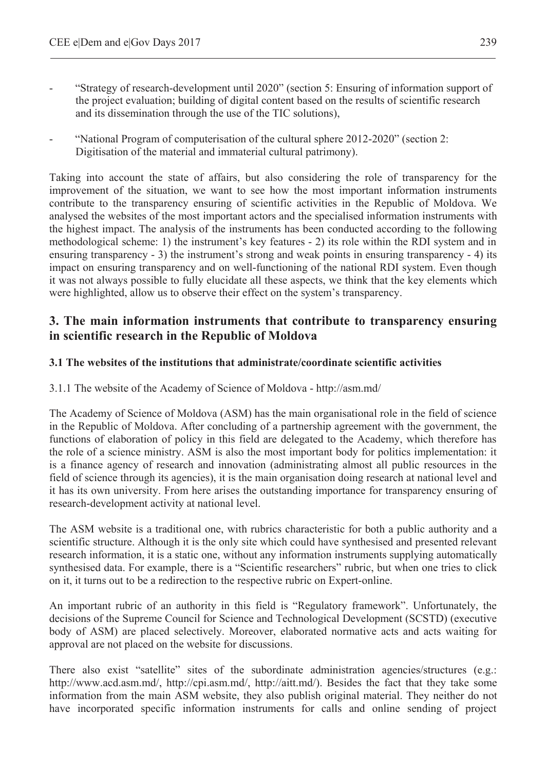- "Strategy of research-development until 2020" (section 5: Ensuring of information support of the project evaluation; building of digital content based on the results of scientific research and its dissemination through the use of the TIC solutions),

- "National Program of computerisation of the cultural sphere 2012-2020" (section 2: Digitisation of the material and immaterial cultural patrimony).

Taking into account the state of affairs, but also considering the role of transparency for the improvement of the situation, we want to see how the most important information instruments contribute to the transparency ensuring of scientific activities in the Republic of Moldova. We analysed the websites of the most important actors and the specialised information instruments with the highest impact. The analysis of the instruments has been conducted according to the following methodological scheme: 1) the instrument's key features - 2) its role within the RDI system and in ensuring transparency - 3) the instrument's strong and weak points in ensuring transparency - 4) its impact on ensuring transparency and on well-functioning of the national RDI system. Even though it was not always possible to fully elucidate all these aspects, we think that the key elements which were highlighted, allow us to observe their effect on the system's transparency.

## 3. The main information instruments that contribute to transparency ensuring in scientific research in the Republic of Moldova

### 3.1 The websites of the institutions that administrate/coordinate scientific activities

3.1.1 The website of the Academy of Science of Moldova - http://asm.md/

The Academy of Science of Moldova (ASM) has the main organisational role in the field of science in the Republic of Moldova. After concluding of a partnership agreement with the government, the functions of elaboration of policy in this field are delegated to the Academy, which therefore has the role of a science ministry. ASM is also the most important body for politics implementation: it is a finance agency of research and innovation (administrating almost all public resources in the field of science through its agencies), it is the main organisation doing research at national level and it has its own university. From here arises the outstanding importance for transparency ensuring of research-development activity at national level.

The ASM website is a traditional one, with rubrics characteristic for both a public authority and a scientific structure. Although it is the only site which could have synthesised and presented relevant research information, it is a static one, without any information instruments supplying automatically synthesised data. For example, there is a "Scientific researchers" rubric, but when one tries to click on it, it turns out to be a redirection to the respective rubric on Expert-online.

An important rubric of an authority in this field is "Regulatory framework". Unfortunately, the decisions of the Supreme Council for Science and Technological Development (SCSTD) (executive body of ASM) are placed selectively. Moreover, elaborated normative acts and acts waiting for approval are not placed on the website for discussions.

There also exist "satellite" sites of the subordinate administration agencies/structures (e.g.: http://www.acd.asm.md/, http://cpi.asm.md/, http://aitt.md/). Besides the fact that they take some information from the main ASM website, they also publish original material. They neither do not have incorporated specific information instruments for calls and online sending of project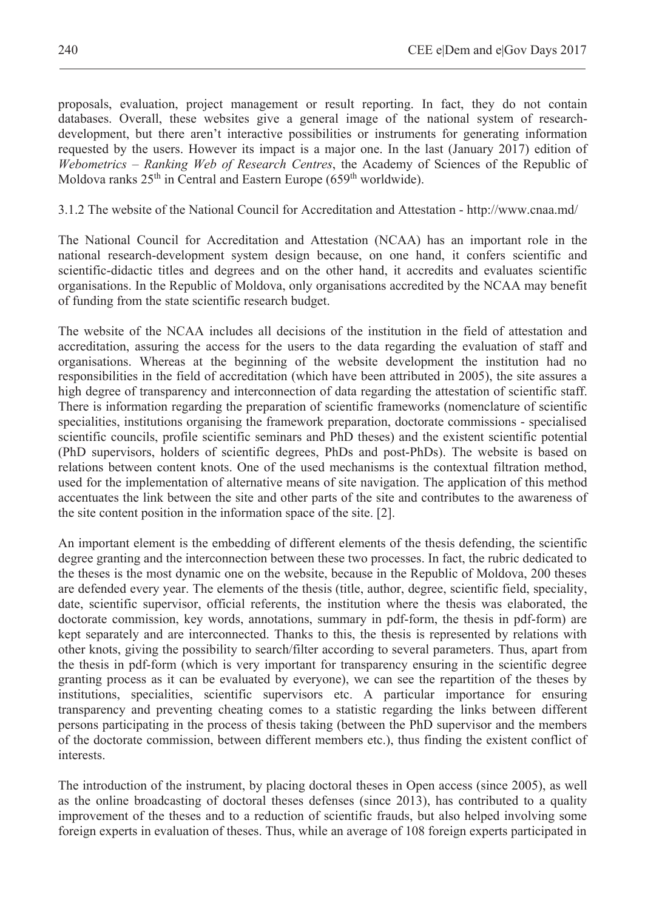proposals, evaluation, project management or result reporting. In fact, they do not contain databases. Overall, these websites give a general image of the national system of research-development, but there aren't interactive possibilities or instruments for generating information requested by the users. However its impact is a major one. In the last (January 2017) edition of *Webometrics – Ranking Web of Research Centres*, the Academy of Sciences of the Republic of Moldova ranks 25th in Central and Eastern Europe (659th worldwide).

#### 3.1.2 The website of the National Council for Accreditation and Attestation - http://www.cnaa.md/

The National Council for Accreditation and Attestation (NCAA) has an important role in the national research-development system design because, on one hand, it confers scientific and scientific-didactic titles and degrees and on the other hand, it accredits and evaluates scientific organisations. In the Republic of Moldova, only organisations accredited by the NCAA may benefit of funding from the state scientific research budget.

The website of the NCAA includes all decisions of the institution in the field of attestation and accreditation, assuring the access for the users to the data regarding the evaluation of staff and organisations. Whereas at the beginning of the website development the institution had no responsibilities in the field of accreditation (which have been attributed in 2005), the site assures a high degree of transparency and interconnection of data regarding the attestation of scientific staff. There is information regarding the preparation of scientific frameworks (nomenclature of scientific specialities, institutions organising the framework preparation, doctorate commissions - specialised scientific councils, profile scientific seminars and PhD theses) and the existent scientific potential (PhD supervisors, holders of scientific degrees, PhDs and post-PhDs). The website is based on relations between content knots. One of the used mechanisms is the contextual filtration method, used for the implementation of alternative means of site navigation. The application of this method accentuates the link between the site and other parts of the site and contributes to the awareness of the site content position in the information space of the site. [2].

An important element is the embedding of different elements of the thesis defending, the scientific degree granting and the interconnection between these two processes. In fact, the rubric dedicated to the theses is the most dynamic one on the website, because in the Republic of Moldova, 200 theses are defended every year. The elements of the thesis (title, author, degree, scientific field, speciality, date, scientific supervisor, official referents, the institution where the thesis was elaborated, the doctorate commission, key words, annotations, summary in pdf-form, the thesis in pdf-form) are kept separately and are interconnected. Thanks to this, the thesis is represented by relations with other knots, giving the possibility to search/filter according to several parameters. Thus, apart from the thesis in pdf-form (which is very important for transparency ensuring in the scientific degree granting process as it can be evaluated by everyone), we can see the repartition of the theses by institutions, specialities, scientific supervisors etc. A particular importance for ensuring transparency and preventing cheating comes to a statistic regarding the links between different persons participating in the process of thesis taking (between the PhD supervisor and the members of the doctorate commission, between different members etc.), thus finding the existent conflict of interests.

The introduction of the instrument, by placing doctoral theses in Open access (since 2005), as well as the online broadcasting of doctoral theses defenses (since 2013), has contributed to a quality improvement of the theses and to a reduction of scientific frauds, but also helped involving some foreign experts in evaluation of theses. Thus, while an average of 108 foreign experts participated in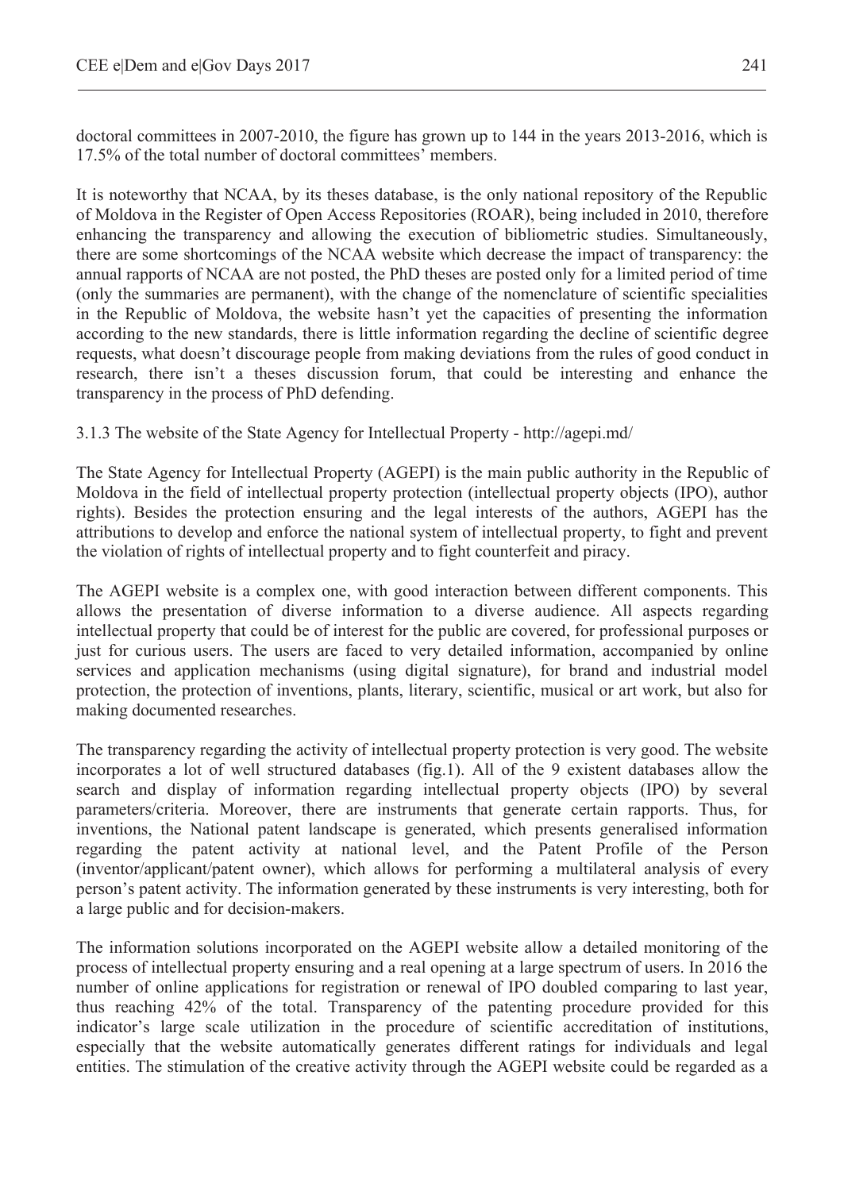doctoral committees in 2007-2010, the figure has grown up to 144 in the years 2013-2016, which is 17.5% of the total number of doctoral committees' members.

It is noteworthy that NCAA, by its theses database, is the only national repository of the Republic of Moldova in the Register of Open Access Repositories (ROAR), being included in 2010, therefore enhancing the transparency and allowing the execution of bibliometric studies. Simultaneously, there are some shortcomings of the NCAA website which decrease the impact of transparency: the annual rapports of NCAA are not posted, the PhD theses are posted only for a limited period of time (only the summaries are permanent), with the change of the nomenclature of scientific specialities in the Republic of Moldova, the website hasn't yet the capacities of presenting the information according to the new standards, there is little information regarding the decline of scientific degree requests, what doesn't discourage people from making deviations from the rules of good conduct in research, there isn't a theses discussion forum, that could be interesting and enhance the transparency in the process of PhD defending.

### 3.1.3 The website of the State Agency for Intellectual Property - http://agepi.md/

The State Agency for Intellectual Property (AGEPI) is the main public authority in the Republic of Moldova in the field of intellectual property protection (intellectual property objects (IPO), author rights). Besides the protection ensuring and the legal interests of the authors, AGEPI has the attributions to develop and enforce the national system of intellectual property, to fight and prevent the violation of rights of intellectual property and to fight counterfeit and piracy.

The AGEPI website is a complex one, with good interaction between different components. This allows the presentation of diverse information to a diverse audience. All aspects regarding intellectual property that could be of interest for the public are covered, for professional purposes or just for curious users. The users are faced to very detailed information, accompanied by online services and application mechanisms (using digital signature), for brand and industrial model protection, the protection of inventions, plants, literary, scientific, musical or art work, but also for making documented researches.

The transparency regarding the activity of intellectual property protection is very good. The website incorporates a lot of well structured databases (fig.1). All of the 9 existent databases allow the search and display of information regarding intellectual property objects (IPO) by several parameters/criteria. Moreover, there are instruments that generate certain rapports. Thus, for inventions, the National patent landscape is generated, which presents generalised information regarding the patent activity at national level, and the Patent Profile of the Person (inventor/applicant/patent owner), which allows for performing a multilateral analysis of every person's patent activity. The information generated by these instruments is very interesting, both for a large public and for decision-makers.

The information solutions incorporated on the AGEPI website allow a detailed monitoring of the process of intellectual property ensuring and a real opening at a large spectrum of users. In 2016 the number of online applications for registration or renewal of IPO doubled comparing to last year, thus reaching 42% of the total. Transparency of the patenting procedure provided for this indicator's large scale utilization in the procedure of scientific accreditation of institutions, especially that the website automatically generates different ratings for individuals and legal entities. The stimulation of the creative activity through the AGEPI website could be regarded as a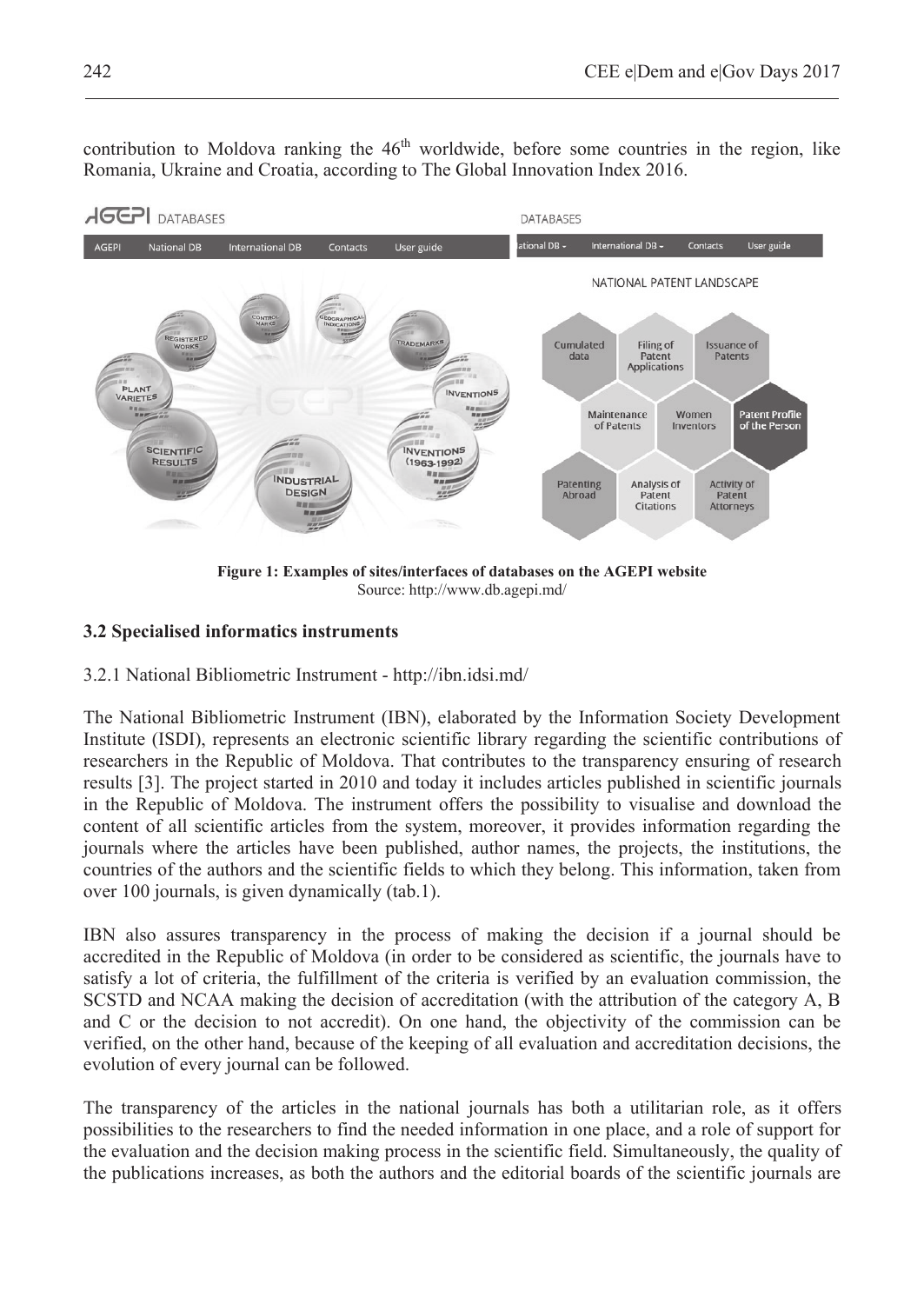contribution to Moldova ranking the 46th worldwide, before some countries in the region, like Romania, Ukraine and Croatia, according to The Global Innovation Index 2016.

**Figure 1: Examples of sites/interfaces of databases on the AGEPI website**
Source: http://www.db.agepi.md/

### 3.2 Specialised informatics instruments

3.2.1 National Bibliometric Instrument - http://ibn.idsi.md/

The National Bibliometric Instrument (IBN), elaborated by the Information Society Development Institute (ISDI), represents an electronic scientific library regarding the scientific contributions of researchers in the Republic of Moldova. That contributes to the transparency ensuring of research results [3]. The project started in 2010 and today it includes articles published in scientific journals in the Republic of Moldova. The instrument offers the possibility to visualise and download the content of all scientific articles from the system, moreover, it provides information regarding the journals where the articles have been published, author names, the projects, the institutions, the countries of the authors and the scientific fields to which they belong. This information, taken from over 100 journals, is given dynamically (tab.1).

IBN also assures transparency in the process of making the decision if a journal should be accredited in the Republic of Moldova (in order to be considered as scientific, the journals have to satisfy a lot of criteria, the fulfillment of the criteria is verified by an evaluation commission, the SCSTD and NCAA making the decision of accreditation (with the attribution of the category A, B and C or the decision to not accredit). On one hand, the objectivity of the commission can be verified, on the other hand, because of the keeping of all evaluation and accreditation decisions, the evolution of every journal can be followed.

The transparency of the articles in the national journals has both a utilitarian role, as it offers possibilities to the researchers to find the needed information in one place, and a role of support for the evaluation and the decision making process in the scientific field. Simultaneously, the quality of the publications increases, as both the authors and the editorial boards of the scientific journals are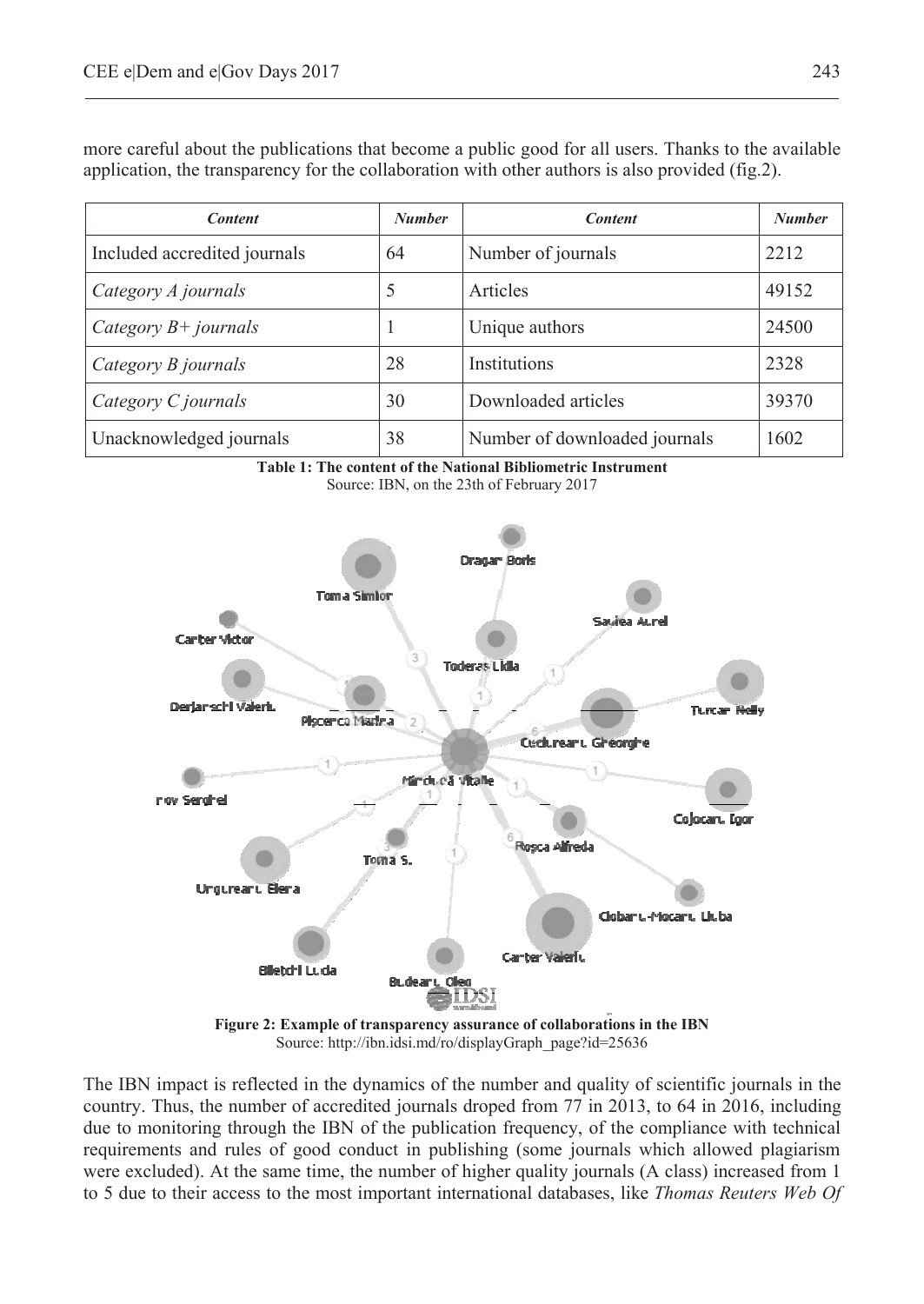more careful about the publications that become a public good for all users. Thanks to the available application, the transparency for the collaboration with other authors is also provided (fig.2).

| *Content* | *Number* | *Content* | *Number* |
|---|---|---|---|
| Included accredited journals | 64 | Number of journals | 2212 |
| *Category A journals* | 5 | Articles | 49152 |
| *Category B+ journals* | 1 | Unique authors | 24500 |
| *Category B journals* | 28 | Institutions | 2328 |
| *Category C journals* | 30 | Downloaded articles | 39370 |
| Unacknowledged journals | 38 | Number of downloaded journals | 1602 |

**Table 1: The content of the National Bibliometric Instrument**
Source: IBN, on the 23th of February 2017

**Figure 2: Example of transparency assurance of collaborations in the IBN**
Source: http://ibn.idsi.md/ro/displayGraph_page?id=25636

The IBN impact is reflected in the dynamics of the number and quality of scientific journals in the country. Thus, the number of accredited journals droped from 77 in 2013, to 64 in 2016, including due to monitoring through the IBN of the publication frequency, of the compliance with technical requirements and rules of good conduct in publishing (some journals which allowed plagiarism were excluded). At the same time, the number of higher quality journals (A class) increased from 1 to 5 due to their access to the most important international databases, like *Thomas Reuters Web Of*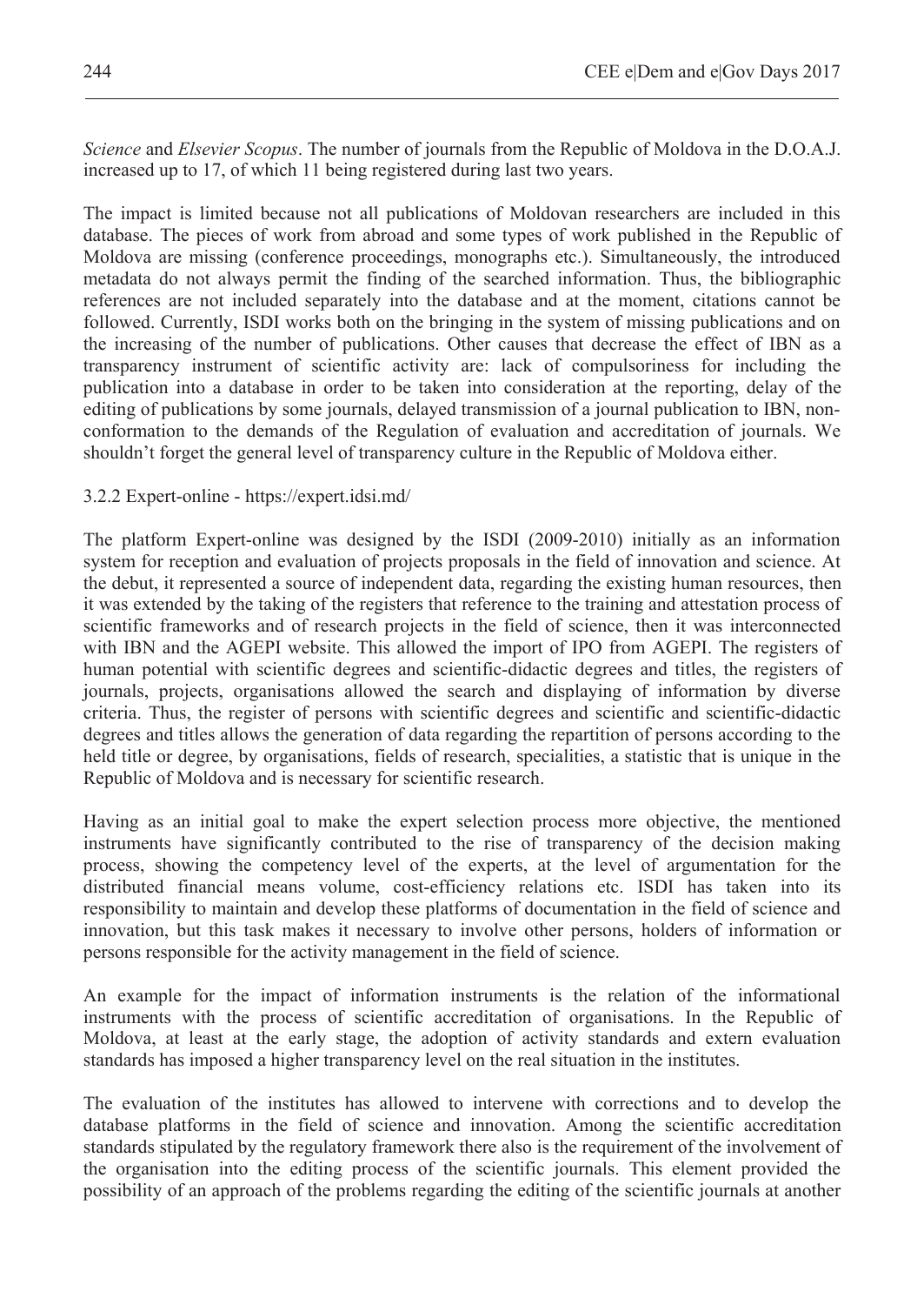*Science* and *Elsevier Scopus*. The number of journals from the Republic of Moldova in the D.O.A.J. increased up to 17, of which 11 being registered during last two years.

The impact is limited because not all publications of Moldovan researchers are included in this database. The pieces of work from abroad and some types of work published in the Republic of Moldova are missing (conference proceedings, monographs etc.). Simultaneously, the introduced metadata do not always permit the finding of the searched information. Thus, the bibliographic references are not included separately into the database and at the moment, citations cannot be followed. Currently, ISDI works both on the bringing in the system of missing publications and on the increasing of the number of publications. Other causes that decrease the effect of IBN as a transparency instrument of scientific activity are: lack of compulsoriness for including the publication into a database in order to be taken into consideration at the reporting, delay of the editing of publications by some journals, delayed transmission of a journal publication to IBN, non-conformation to the demands of the Regulation of evaluation and accreditation of journals. We shouldn't forget the general level of transparency culture in the Republic of Moldova either.

### 3.2.2 Expert-online - https://expert.idsi.md/

The platform Expert-online was designed by the ISDI (2009-2010) initially as an information system for reception and evaluation of projects proposals in the field of innovation and science. At the debut, it represented a source of independent data, regarding the existing human resources, then it was extended by the taking of the registers that reference to the training and attestation process of scientific frameworks and of research projects in the field of science, then it was interconnected with IBN and the AGEPI website. This allowed the import of IPO from AGEPI. The registers of human potential with scientific degrees and scientific-didactic degrees and titles, the registers of journals, projects, organisations allowed the search and displaying of information by diverse criteria. Thus, the register of persons with scientific degrees and scientific and scientific-didactic degrees and titles allows the generation of data regarding the repartition of persons according to the held title or degree, by organisations, fields of research, specialities, a statistic that is unique in the Republic of Moldova and is necessary for scientific research.

Having as an initial goal to make the expert selection process more objective, the mentioned instruments have significantly contributed to the rise of transparency of the decision making process, showing the competency level of the experts, at the level of argumentation for the distributed financial means volume, cost-efficiency relations etc. ISDI has taken into its responsibility to maintain and develop these platforms of documentation in the field of science and innovation, but this task makes it necessary to involve other persons, holders of information or persons responsible for the activity management in the field of science.

An example for the impact of information instruments is the relation of the informational instruments with the process of scientific accreditation of organisations. In the Republic of Moldova, at least at the early stage, the adoption of activity standards and extern evaluation standards has imposed a higher transparency level on the real situation in the institutes.

The evaluation of the institutes has allowed to intervene with corrections and to develop the database platforms in the field of science and innovation. Among the scientific accreditation standards stipulated by the regulatory framework there also is the requirement of the involvement of the organisation into the editing process of the scientific journals. This element provided the possibility of an approach of the problems regarding the editing of the scientific journals at another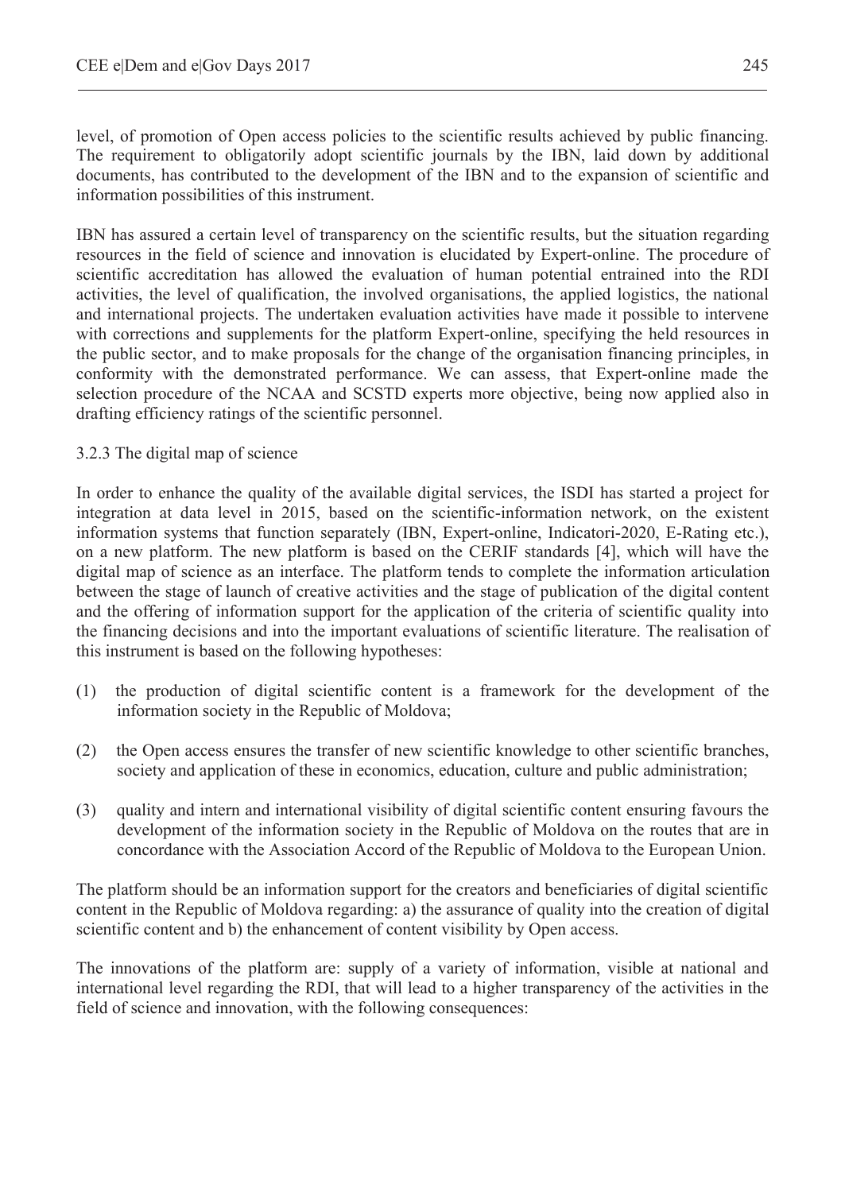level, of promotion of Open access policies to the scientific results achieved by public financing. The requirement to obligatorily adopt scientific journals by the IBN, laid down by additional documents, has contributed to the development of the IBN and to the expansion of scientific and information possibilities of this instrument.

IBN has assured a certain level of transparency on the scientific results, but the situation regarding resources in the field of science and innovation is elucidated by Expert-online. The procedure of scientific accreditation has allowed the evaluation of human potential entrained into the RDI activities, the level of qualification, the involved organisations, the applied logistics, the national and international projects. The undertaken evaluation activities have made it possible to intervene with corrections and supplements for the platform Expert-online, specifying the held resources in the public sector, and to make proposals for the change of the organisation financing principles, in conformity with the demonstrated performance. We can assess, that Expert-online made the selection procedure of the NCAA and SCSTD experts more objective, being now applied also in drafting efficiency ratings of the scientific personnel.

### 3.2.3 The digital map of science

In order to enhance the quality of the available digital services, the ISDI has started a project for integration at data level in 2015, based on the scientific-information network, on the existent information systems that function separately (IBN, Expert-online, Indicatori-2020, E-Rating etc.), on a new platform. The new platform is based on the CERIF standards [4], which will have the digital map of science as an interface. The platform tends to complete the information articulation between the stage of launch of creative activities and the stage of publication of the digital content and the offering of information support for the application of the criteria of scientific quality into the financing decisions and into the important evaluations of scientific literature. The realisation of this instrument is based on the following hypotheses:

(1) the production of digital scientific content is a framework for the development of the information society in the Republic of Moldova;

(2) the Open access ensures the transfer of new scientific knowledge to other scientific branches, society and application of these in economics, education, culture and public administration;

(3) quality and intern and international visibility of digital scientific content ensuring favours the development of the information society in the Republic of Moldova on the routes that are in concordance with the Association Accord of the Republic of Moldova to the European Union.

The platform should be an information support for the creators and beneficiaries of digital scientific content in the Republic of Moldova regarding: a) the assurance of quality into the creation of digital scientific content and b) the enhancement of content visibility by Open access.

The innovations of the platform are: supply of a variety of information, visible at national and international level regarding the RDI, that will lead to a higher transparency of the activities in the field of science and innovation, with the following consequences: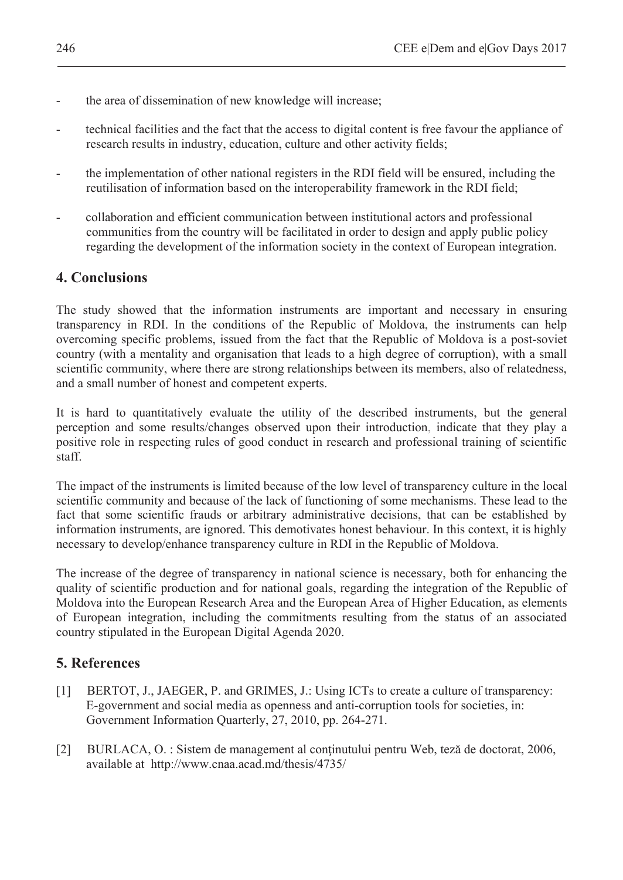- the area of dissemination of new knowledge will increase;
- technical facilities and the fact that the access to digital content is free favour the appliance of research results in industry, education, culture and other activity fields;
- the implementation of other national registers in the RDI field will be ensured, including the reutilisation of information based on the interoperability framework in the RDI field;
- collaboration and efficient communication between institutional actors and professional communities from the country will be facilitated in order to design and apply public policy regarding the development of the information society in the context of European integration.

## 4. Conclusions

The study showed that the information instruments are important and necessary in ensuring transparency in RDI. In the conditions of the Republic of Moldova, the instruments can help overcoming specific problems, issued from the fact that the Republic of Moldova is a post-soviet country (with a mentality and organisation that leads to a high degree of corruption), with a small scientific community, where there are strong relationships between its members, also of relatedness, and a small number of honest and competent experts.

It is hard to quantitatively evaluate the utility of the described instruments, but the general perception and some results/changes observed upon their introduction, indicate that they play a positive role in respecting rules of good conduct in research and professional training of scientific staff.

The impact of the instruments is limited because of the low level of transparency culture in the local scientific community and because of the lack of functioning of some mechanisms. These lead to the fact that some scientific frauds or arbitrary administrative decisions, that can be established by information instruments, are ignored. This demotivates honest behaviour. In this context, it is highly necessary to develop/enhance transparency culture in RDI in the Republic of Moldova.

The increase of the degree of transparency in national science is necessary, both for enhancing the quality of scientific production and for national goals, regarding the integration of the Republic of Moldova into the European Research Area and the European Area of Higher Education, as elements of European integration, including the commitments resulting from the status of an associated country stipulated in the European Digital Agenda 2020.

## 5. References

[1] BERTOT, J., JAEGER, P. and GRIMES, J.: Using ICTs to create a culture of transparency: E-government and social media as openness and anti-corruption tools for societies, in: Government Information Quarterly, 27, 2010, pp. 264-271.

[2] BURLACA, O. : Sistem de management al conţinutului pentru Web, teză de doctorat, 2006, available at http://www.cnaa.acad.md/thesis/4735/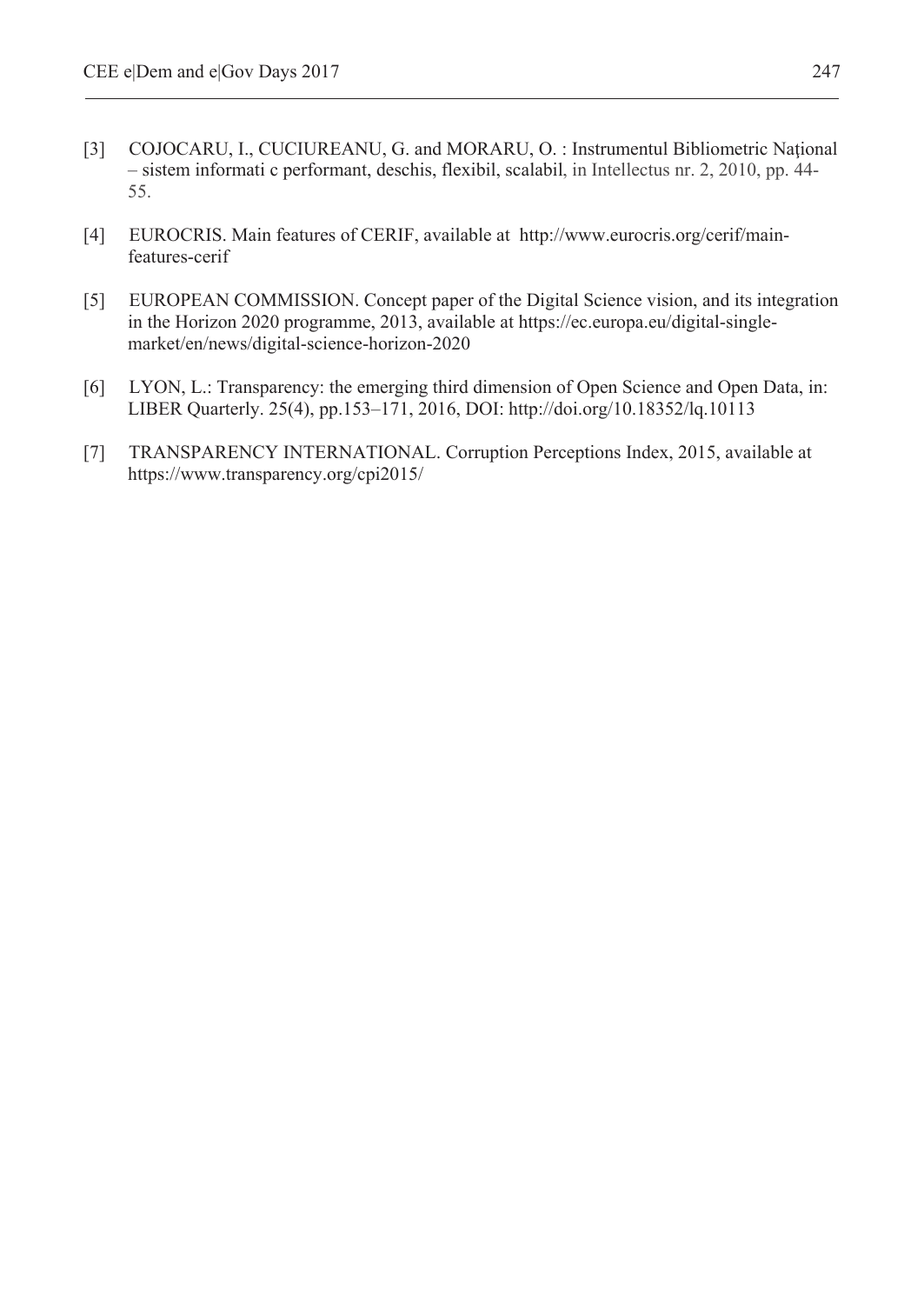[3] COJOCARU, I., CUCIUREANU, G. and MORARU, O. : Instrumentul Bibliometric Naţional – sistem informati c performant, deschis, flexibil, scalabil, in Intellectus nr. 2, 2010, pp. 44-55.

[4] EUROCRIS. Main features of CERIF, available at http://www.eurocris.org/cerif/main-features-cerif

[5] EUROPEAN COMMISSION. Concept paper of the Digital Science vision, and its integration in the Horizon 2020 programme, 2013, available at https://ec.europa.eu/digital-single-market/en/news/digital-science-horizon-2020

[6] LYON, L.: Transparency: the emerging third dimension of Open Science and Open Data, in: LIBER Quarterly. 25(4), pp.153–171, 2016, DOI: http://doi.org/10.18352/lq.10113

[7] TRANSPARENCY INTERNATIONAL. Corruption Perceptions Index, 2015, available at https://www.transparency.org/cpi2015/